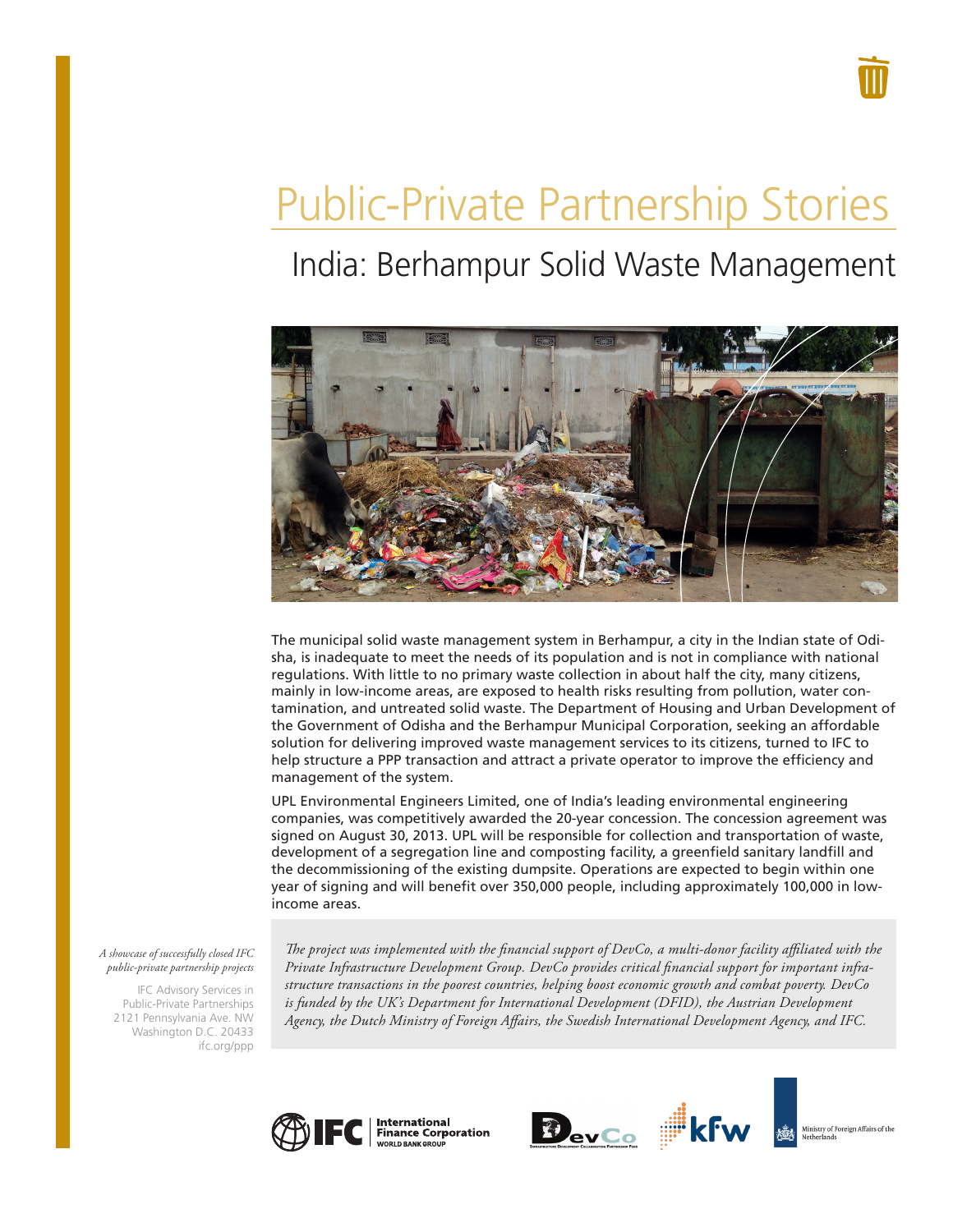# Public-Private Partnership Stories

## India: Berhampur Solid Waste Management

The municipal solid waste management system in Berhampur, a city in the Indian state of Odisha, is inadequate to meet the needs of its population and is not in compliance with national regulations. With little to no primary waste collection in about half the city, many citizens, mainly in low-income areas, are exposed to health risks resulting from pollution, water contamination, and untreated solid waste. The Department of Housing and Urban Development of the Government of Odisha and the Berhampur Municipal Corporation, seeking an affordable solution for delivering improved waste management services to its citizens, turned to IFC to help structure a PPP transaction and attract a private operator to improve the efficiency and management of the system.

UPL Environmental Engineers Limited, one of India's leading environmental engineering companies, was competitively awarded the 20-year concession. The concession agreement was signed on August 30, 2013. UPL will be responsible for collection and transportation of waste, development of a segregation line and composting facility, a greenfield sanitary landfill and the decommissioning of the existing dumpsite. Operations are expected to begin within one year of signing and will benefit over 350,000 people, including approximately 100,000 in low-income areas.

*A showcase of successfully closed IFC public-private partnership projects*

IFC Advisory Services in Public-Private Partnerships
2121 Pennsylvania Ave. NW
Washington D.C. 20433
ifc.org/ppp

*The project was implemented with the financial support of DevCo, a multi-donor facility affiliated with the Private Infrastructure Development Group. DevCo provides critical financial support for important infrastructure transactions in the poorest countries, helping boost economic growth and combat poverty. DevCo is funded by the UK's Department for International Development (DFID), the Austrian Development Agency, the Dutch Ministry of Foreign Affairs, the Swedish International Development Agency, and IFC.*

IFC International Finance Corporation WORLD BANK GROUP | DevCo | kfw | Ministry of Foreign Affairs of the Netherlands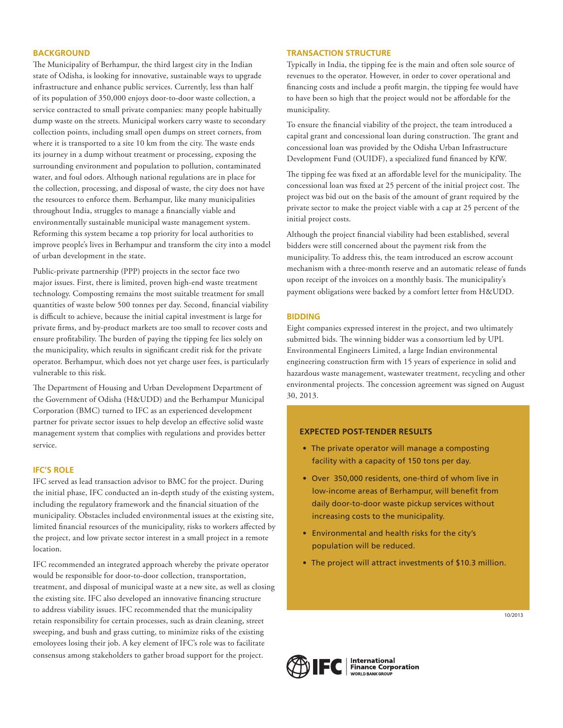## BACKGROUND

The Municipality of Berhampur, the third largest city in the Indian state of Odisha, is looking for innovative, sustainable ways to upgrade infrastructure and enhance public services. Currently, less than half of its population of 350,000 enjoys door-to-door waste collection, a service contracted to small private companies: many people habitually dump waste on the streets. Municipal workers carry waste to secondary collection points, including small open dumps on street corners, from where it is transported to a site 10 km from the city. The waste ends its journey in a dump without treatment or processing, exposing the surrounding environment and population to pollution, contaminated water, and foul odors. Although national regulations are in place for the collection, processing, and disposal of waste, the city does not have the resources to enforce them. Berhampur, like many municipalities throughout India, struggles to manage a financially viable and environmentally sustainable municipal waste management system. Reforming this system became a top priority for local authorities to improve people's lives in Berhampur and transform the city into a model of urban development in the state.

Public-private partnership (PPP) projects in the sector face two major issues. First, there is limited, proven high-end waste treatment technology. Composting remains the most suitable treatment for small quantities of waste below 500 tonnes per day. Second, financial viability is difficult to achieve, because the initial capital investment is large for private firms, and by-product markets are too small to recover costs and ensure profitability. The burden of paying the tipping fee lies solely on the municipality, which results in significant credit risk for the private operator. Berhampur, which does not yet charge user fees, is particularly vulnerable to this risk.

The Department of Housing and Urban Development Department of the Government of Odisha (H&UDD) and the Berhampur Municipal Corporation (BMC) turned to IFC as an experienced development partner for private sector issues to help develop an effective solid waste management system that complies with regulations and provides better service.

## IFC'S ROLE

IFC served as lead transaction advisor to BMC for the project. During the initial phase, IFC conducted an in-depth study of the existing system, including the regulatory framework and the financial situation of the municipality. Obstacles included environmental issues at the existing site, limited financial resources of the municipality, risks to workers affected by the project, and low private sector interest in a small project in a remote location.

IFC recommended an integrated approach whereby the private operator would be responsible for door-to-door collection, transportation, treatment, and disposal of municipal waste at a new site, as well as closing the existing site. IFC also developed an innovative financing structure to address viability issues. IFC recommended that the municipality retain responsibility for certain processes, such as drain cleaning, street sweeping, and bush and grass cutting, to minimize risks of the existing emoloyees losing their job. A key element of IFC's role was to facilitate consensus among stakeholders to gather broad support for the project.

## TRANSACTION STRUCTURE

Typically in India, the tipping fee is the main and often sole source of revenues to the operator. However, in order to cover operational and financing costs and include a profit margin, the tipping fee would have to have been so high that the project would not be affordable for the municipality.

To ensure the financial viability of the project, the team introduced a capital grant and concessional loan during construction. The grant and concessional loan was provided by the Odisha Urban Infrastructure Development Fund (OUIDF), a specialized fund financed by KfW.

The tipping fee was fixed at an affordable level for the municipality. The concessional loan was fixed at 25 percent of the initial project cost. The project was bid out on the basis of the amount of grant required by the private sector to make the project viable with a cap at 25 percent of the initial project costs.

Although the project financial viability had been established, several bidders were still concerned about the payment risk from the municipality. To address this, the team introduced an escrow account mechanism with a three-month reserve and an automatic release of funds upon receipt of the invoices on a monthly basis. The municipality's payment obligations were backed by a comfort letter from H&UDD.

## BIDDING

Eight companies expressed interest in the project, and two ultimately submitted bids. The winning bidder was a consortium led by UPL Environmental Engineers Limited, a large Indian environmental engineering construction firm with 15 years of experience in solid and hazardous waste management, wastewater treatment, recycling and other environmental projects. The concession agreement was signed on August 30, 2013.

### EXPECTED POST-TENDER RESULTS

- The private operator will manage a composting facility with a capacity of 150 tons per day.
- Over 350,000 residents, one-third of whom live in low-income areas of Berhampur, will benefit from daily door-to-door waste pickup services without increasing costs to the municipality.
- Environmental and health risks for the city's population will be reduced.
- The project will attract investments of $10.3 million.

10/2013

International Finance Corporation
WORLD BANK GROUP